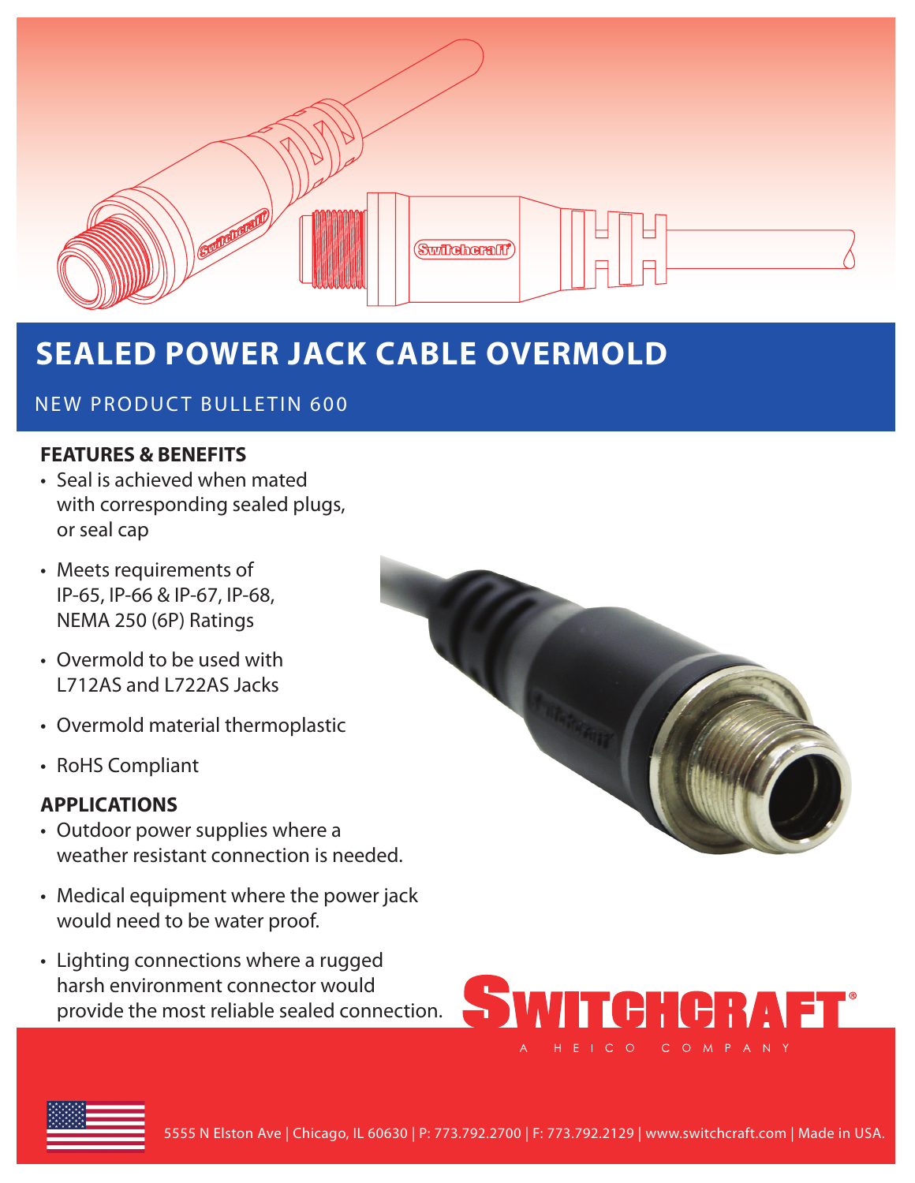# SEALED POWER JACK CABLE OVERMOLD

NEW PRODUCT BULLETIN 600

## FEATURES & BENEFITS

- Seal is achieved when mated with corresponding sealed plugs, or seal cap
- Meets requirements of IP-65, IP-66 & IP-67, IP-68, NEMA 250 (6P) Ratings
- Overmold to be used with L712AS and L722AS Jacks
- Overmold material thermoplastic
- RoHS Compliant

## APPLICATIONS

- Outdoor power supplies where a weather resistant connection is needed.
- Medical equipment where the power jack would need to be water proof.
- Lighting connections where a rugged harsh environment connector would provide the most reliable sealed connection.

SWITCHCRAFT®
A HEICO COMPANY

5555 N Elston Ave | Chicago, IL 60630 | P: 773.792.2700 | F: 773.792.2129 | www.switchcraft.com | Made in USA.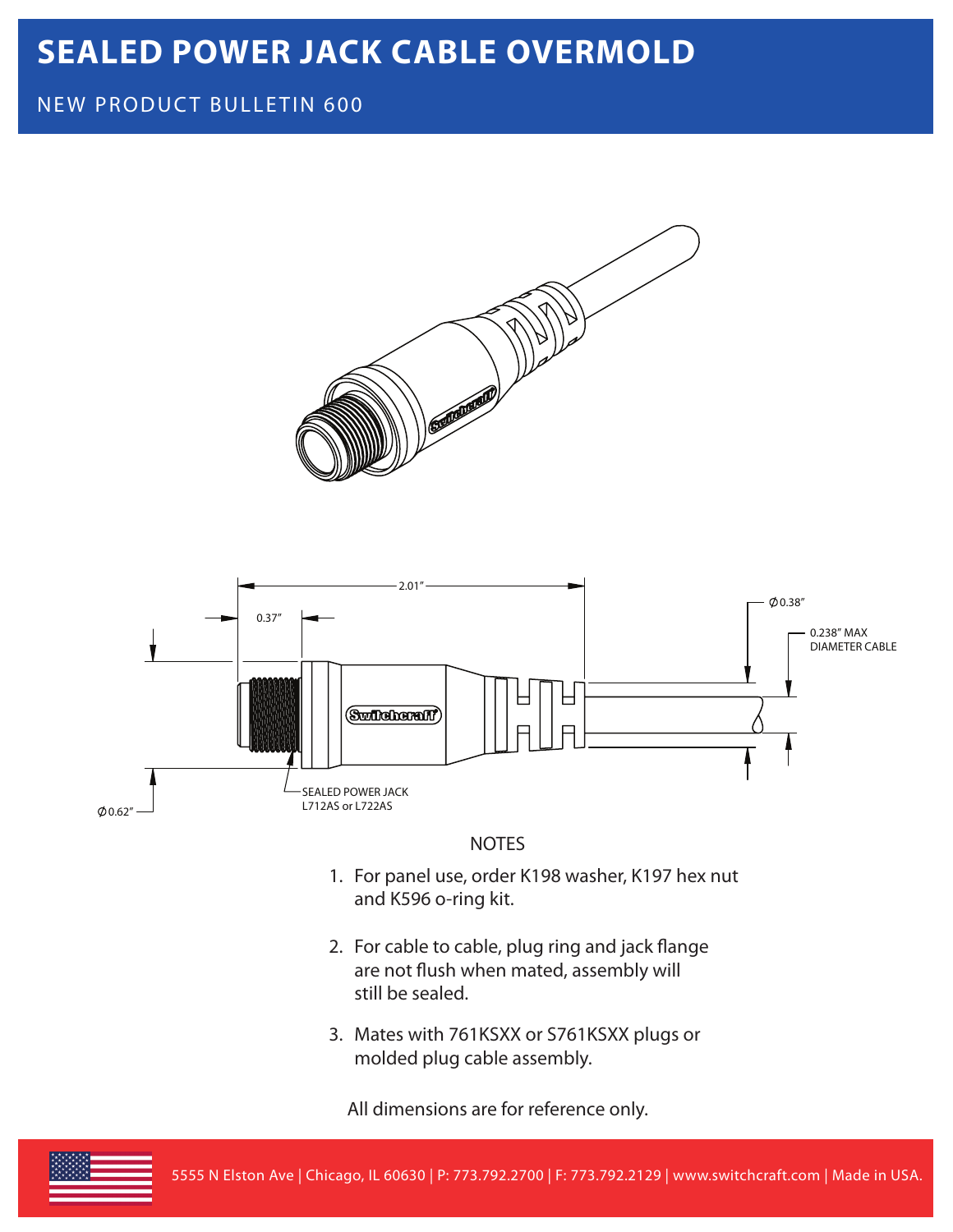# SEALED POWER JACK CABLE OVERMOLD

NEW PRODUCT BULLETIN 600

2.01″

0.37″

Ø 0.38″

0.238″ MAX DIAMETER CABLE

SEALED POWER JACK L712AS or L722AS

Ø 0.62″

NOTES

1. For panel use, order K198 washer, K197 hex nut and K596 o-ring kit.
2. For cable to cable, plug ring and jack flange are not flush when mated, assembly will still be sealed.
3. Mates with 761KSXX or S761KSXX plugs or molded plug cable assembly.

All dimensions are for reference only.

5555 N Elston Ave | Chicago, IL 60630 | P: 773.792.2700 | F: 773.792.2129 | www.switchcraft.com | Made in USA.